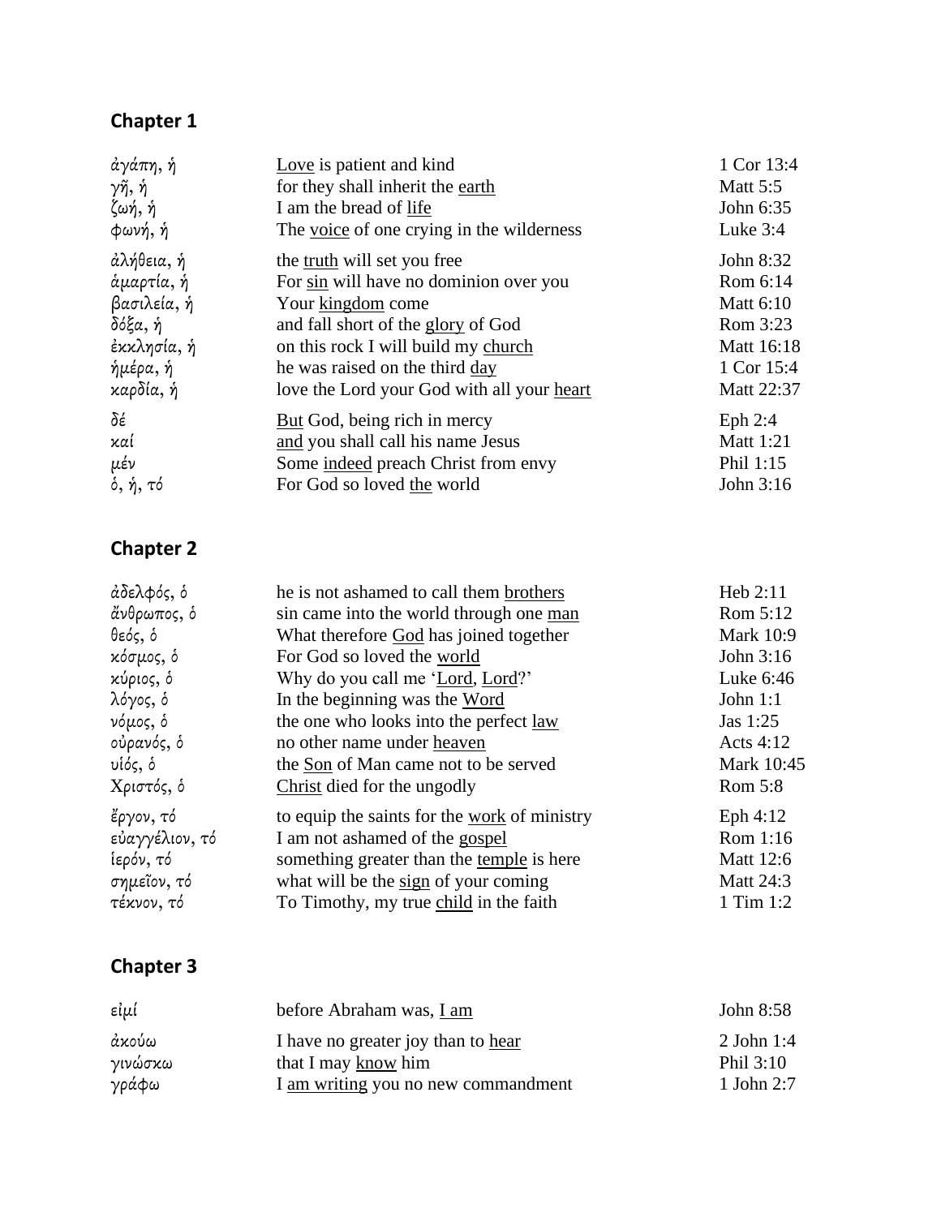## Chapter 1

| | | |
|---|---|---|
| ἀγάπη, ἡ | Love is patient and kind | 1 Cor 13:4 |
| γῆ, ἡ | for they shall inherit the earth | Matt 5:5 |
| ζωή, ἡ | I am the bread of life | John 6:35 |
| φωνή, ἡ | The voice of one crying in the wilderness | Luke 3:4 |
| ἀλήθεια, ἡ | the truth will set you free | John 8:32 |
| ἁμαρτία, ἡ | For sin will have no dominion over you | Rom 6:14 |
| βασιλεία, ἡ | Your kingdom come | Matt 6:10 |
| δόξα, ἡ | and fall short of the glory of God | Rom 3:23 |
| ἐκκλησία, ἡ | on this rock I will build my church | Matt 16:18 |
| ἡμέρα, ἡ | he was raised on the third day | 1 Cor 15:4 |
| καρδία, ἡ | love the Lord your God with all your heart | Matt 22:37 |
| δέ | But God, being rich in mercy | Eph 2:4 |
| καί | and you shall call his name Jesus | Matt 1:21 |
| μέν | Some indeed preach Christ from envy | Phil 1:15 |
| ὁ, ἡ, τό | For God so loved the world | John 3:16 |

## Chapter 2

| | | |
|---|---|---|
| ἀδελφός, ὁ | he is not ashamed to call them brothers | Heb 2:11 |
| ἄνθρωπος, ὁ | sin came into the world through one man | Rom 5:12 |
| θεός, ὁ | What therefore God has joined together | Mark 10:9 |
| κόσμος, ὁ | For God so loved the world | John 3:16 |
| κύριος, ὁ | Why do you call me 'Lord, Lord?' | Luke 6:46 |
| λόγος, ὁ | In the beginning was the Word | John 1:1 |
| νόμος, ὁ | the one who looks into the perfect law | Jas 1:25 |
| οὐρανός, ὁ | no other name under heaven | Acts 4:12 |
| υἱός, ὁ | the Son of Man came not to be served | Mark 10:45 |
| Χριστός, ὁ | Christ died for the ungodly | Rom 5:8 |
| ἔργον, τό | to equip the saints for the work of ministry | Eph 4:12 |
| εὐαγγέλιον, τό | I am not ashamed of the gospel | Rom 1:16 |
| ἱερόν, τό | something greater than the temple is here | Matt 12:6 |
| σημεῖον, τό | what will be the sign of your coming | Matt 24:3 |
| τέκνον, τό | To Timothy, my true child in the faith | 1 Tim 1:2 |

## Chapter 3

| | | |
|---|---|---|
| εἰμί | before Abraham was, I am | John 8:58 |
| ἀκούω | I have no greater joy than to hear | 2 John 1:4 |
| γινώσκω | that I may know him | Phil 3:10 |
| γράφω | I am writing you no new commandment | 1 John 2:7 |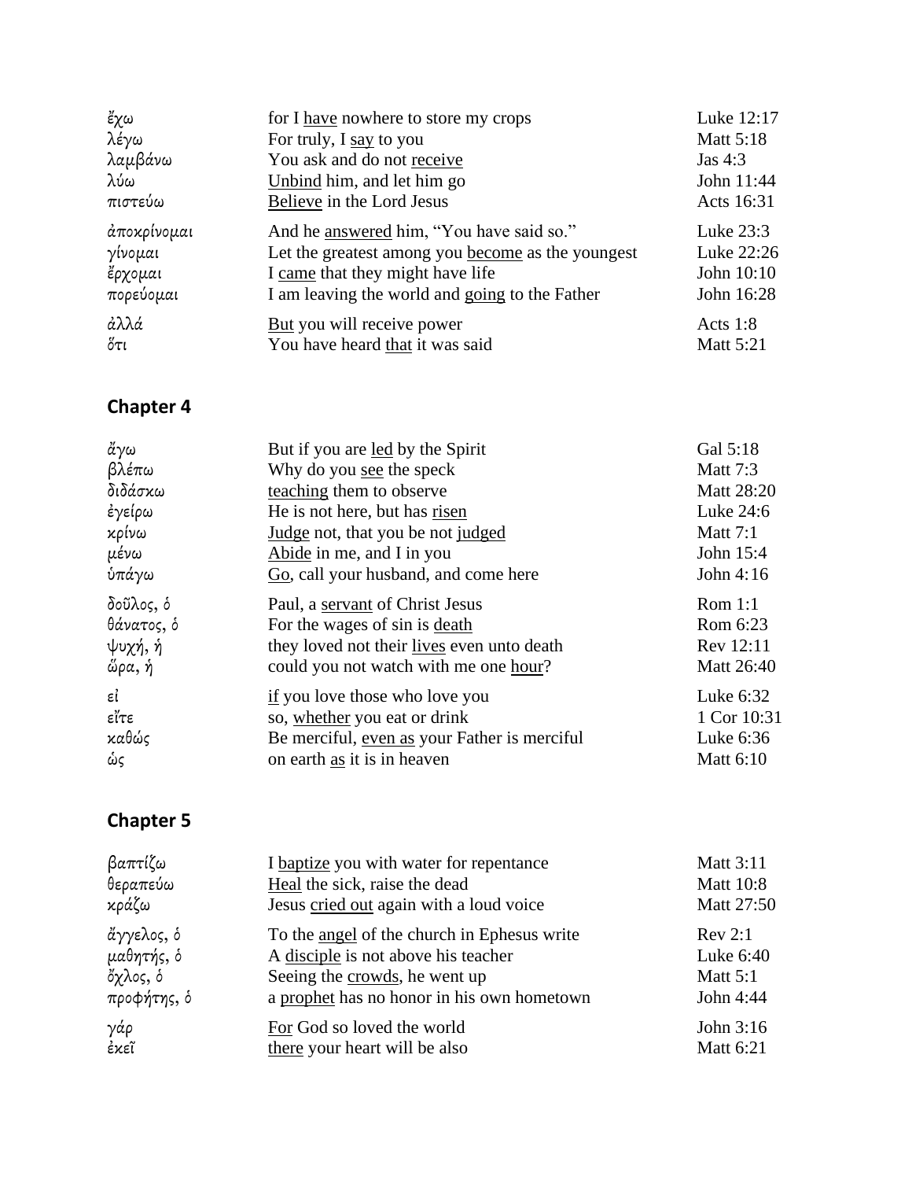| | | |
|---|---|---|
| ἔχω | for I <u>have</u> nowhere to store my crops | Luke 12:17 |
| λέγω | For truly, I <u>say</u> to you | Matt 5:18 |
| λαμβάνω | You ask and do not <u>receive</u> | Jas 4:3 |
| λύω | <u>Unbind</u> him, and let him go | John 11:44 |
| πιστεύω | <u>Believe</u> in the Lord Jesus | Acts 16:31 |
| ἀποκρίνομαι | And he <u>answered</u> him, "You have said so." | Luke 23:3 |
| γίνομαι | Let the greatest among you <u>become</u> as the youngest | Luke 22:26 |
| ἔρχομαι | I <u>came</u> that they might have life | John 10:10 |
| πορεύομαι | I am leaving the world and <u>going</u> to the Father | John 16:28 |
| ἀλλά | <u>But</u> you will receive power | Acts 1:8 |
| ὅτι | You have heard <u>that</u> it was said | Matt 5:21 |

## Chapter 4

| | | |
|---|---|---|
| ἄγω | But if you are <u>led</u> by the Spirit | Gal 5:18 |
| βλέπω | Why do you <u>see</u> the speck | Matt 7:3 |
| διδάσκω | <u>teaching</u> them to observe | Matt 28:20 |
| ἐγείρω | He is not here, but has <u>risen</u> | Luke 24:6 |
| κρίνω | <u>Judge</u> not, that you be not <u>judged</u> | Matt 7:1 |
| μένω | <u>Abide</u> in me, and I in you | John 15:4 |
| ὑπάγω | <u>Go</u>, call your husband, and come here | John 4:16 |
| δοῦλος, ὁ | Paul, a <u>servant</u> of Christ Jesus | Rom 1:1 |
| θάνατος, ὁ | For the wages of sin is <u>death</u> | Rom 6:23 |
| ψυχή, ἡ | they loved not their <u>lives</u> even unto death | Rev 12:11 |
| ὥρα, ἡ | could you not watch with me one <u>hour</u>? | Matt 26:40 |
| εἰ | <u>if</u> you love those who love you | Luke 6:32 |
| εἴτε | so, <u>whether</u> you eat or drink | 1 Cor 10:31 |
| καθώς | Be merciful, <u>even as</u> your Father is merciful | Luke 6:36 |
| ὡς | on earth <u>as</u> it is in heaven | Matt 6:10 |

## Chapter 5

| | | |
|---|---|---|
| βαπτίζω | I <u>baptize</u> you with water for repentance | Matt 3:11 |
| θεραπεύω | <u>Heal</u> the sick, raise the dead | Matt 10:8 |
| κράζω | Jesus <u>cried out</u> again with a loud voice | Matt 27:50 |
| ἄγγελος, ὁ | To the <u>angel</u> of the church in Ephesus write | Rev 2:1 |
| μαθητής, ὁ | A <u>disciple</u> is not above his teacher | Luke 6:40 |
| ὄχλος, ὁ | Seeing the <u>crowds</u>, he went up | Matt 5:1 |
| προφήτης, ὁ | a <u>prophet</u> has no honor in his own hometown | John 4:44 |
| γάρ | <u>For</u> God so loved the world | John 3:16 |
| ἐκεῖ | <u>there</u> your heart will be also | Matt 6:21 |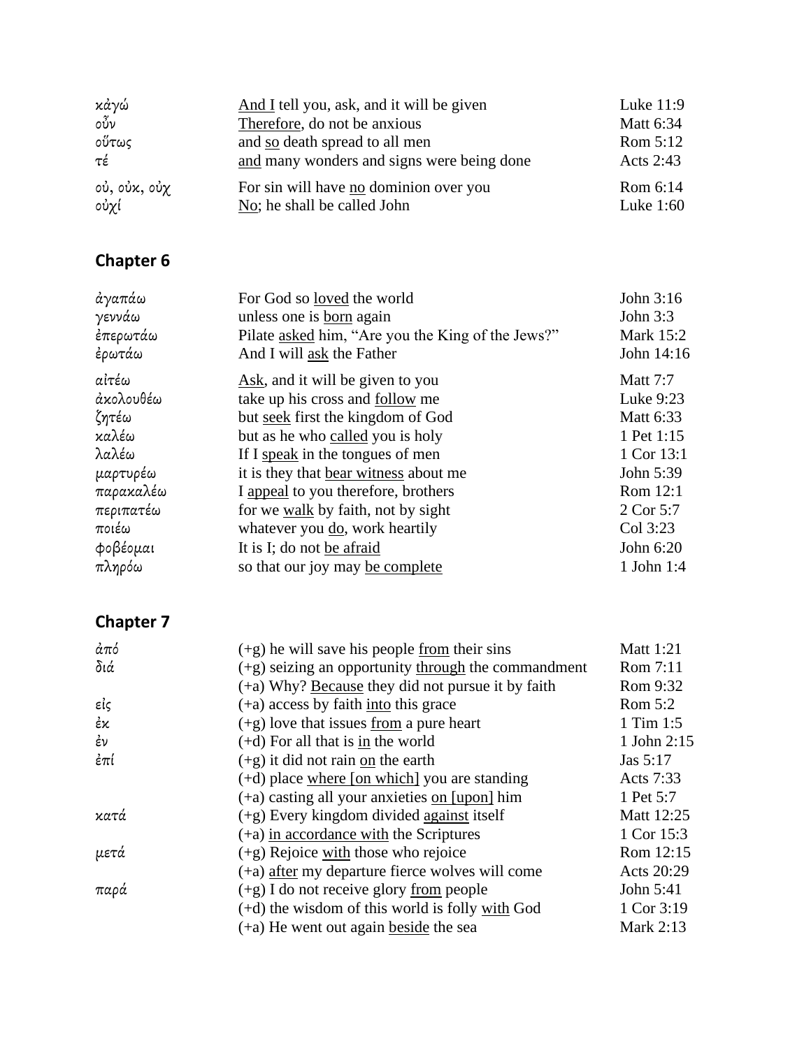| | | |
|---|---|---|
| κἀγώ | <u>And I</u> tell you, ask, and it will be given | Luke 11:9 |
| οὖν | <u>Therefore</u>, do not be anxious | Matt 6:34 |
| οὕτως | and <u>so</u> death spread to all men | Rom 5:12 |
| τέ | <u>and</u> many wonders and signs were being done | Acts 2:43 |
| οὐ, οὐκ, οὐχ | For sin will have <u>no</u> dominion over you | Rom 6:14 |
| οὐχί | <u>No</u>; he shall be called John | Luke 1:60 |

## Chapter 6

| | | |
|---|---|---|
| ἀγαπάω | For God so <u>loved</u> the world | John 3:16 |
| γεννάω | unless one is <u>born</u> again | John 3:3 |
| ἐπερωτάω | Pilate <u>asked</u> him, "Are you the King of the Jews?" | Mark 15:2 |
| ἐρωτάω | And I will <u>ask</u> the Father | John 14:16 |
| αἰτέω | <u>Ask</u>, and it will be given to you | Matt 7:7 |
| ἀκολουθέω | take up his cross and <u>follow</u> me | Luke 9:23 |
| ζητέω | but <u>seek</u> first the kingdom of God | Matt 6:33 |
| καλέω | but as he who <u>called</u> you is holy | 1 Pet 1:15 |
| λαλέω | If I <u>speak</u> in the tongues of men | 1 Cor 13:1 |
| μαρτυρέω | it is they that <u>bear witness</u> about me | John 5:39 |
| παρακαλέω | I <u>appeal</u> to you therefore, brothers | Rom 12:1 |
| περιπατέω | for we <u>walk</u> by faith, not by sight | 2 Cor 5:7 |
| ποιέω | whatever you <u>do</u>, work heartily | Col 3:23 |
| φοβέομαι | It is I; do not <u>be afraid</u> | John 6:20 |
| πληρόω | so that our joy may <u>be complete</u> | 1 John 1:4 |

## Chapter 7

| | | |
|---|---|---|
| ἀπό | (+g) he will save his people <u>from</u> their sins | Matt 1:21 |
| διά | (+g) seizing an opportunity <u>through</u> the commandment | Rom 7:11 |
| | (+a) Why? <u>Because</u> they did not pursue it by faith | Rom 9:32 |
| εἰς | (+a) access by faith <u>into</u> this grace | Rom 5:2 |
| ἐκ | (+g) love that issues <u>from</u> a pure heart | 1 Tim 1:5 |
| ἐν | (+d) For all that is <u>in</u> the world | 1 John 2:15 |
| ἐπί | (+g) it did not rain <u>on</u> the earth | Jas 5:17 |
| | (+d) place <u>where [on which]</u> you are standing | Acts 7:33 |
| | (+a) casting all your anxieties <u>on [upon]</u> him | 1 Pet 5:7 |
| κατά | (+g) Every kingdom divided <u>against</u> itself | Matt 12:25 |
| | (+a) <u>in accordance with</u> the Scriptures | 1 Cor 15:3 |
| μετά | (+g) Rejoice <u>with</u> those who rejoice | Rom 12:15 |
| | (+a) <u>after</u> my departure fierce wolves will come | Acts 20:29 |
| παρά | (+g) I do not receive glory <u>from</u> people | John 5:41 |
| | (+d) the wisdom of this world is folly <u>with</u> God | 1 Cor 3:19 |
| | (+a) He went out again <u>beside</u> the sea | Mark 2:13 |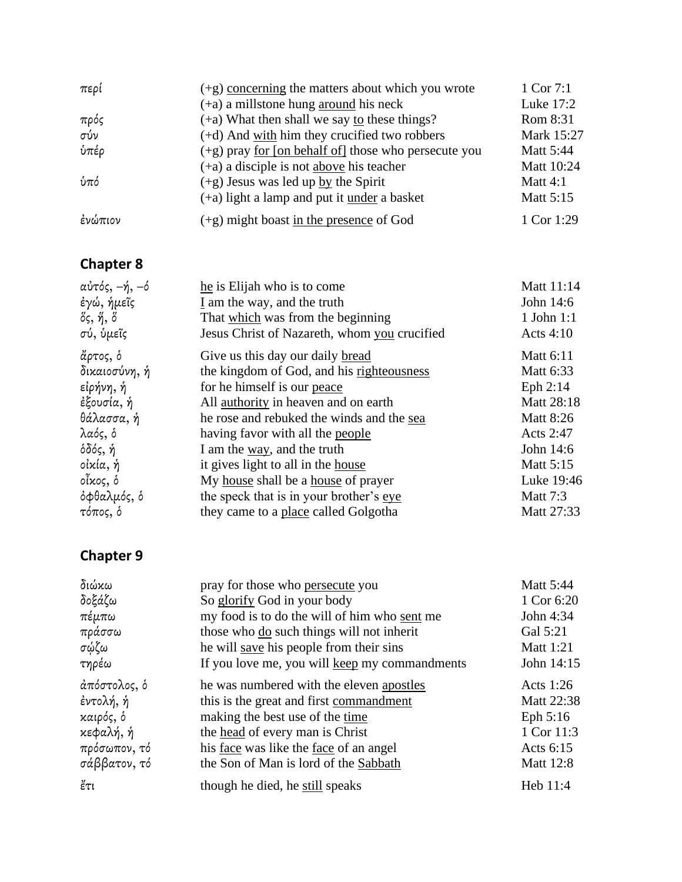| | | |
|---|---|---|
| περί | (+g) <u>concerning</u> the matters about which you wrote | 1 Cor 7:1 |
| | (+a) a millstone hung <u>around</u> his neck | Luke 17:2 |
| πρός | (+a) What then shall we say <u>to</u> these things? | Rom 8:31 |
| σύν | (+d) And <u>with</u> him they crucified two robbers | Mark 15:27 |
| ὑπέρ | (+g) pray <u>for [on behalf of]</u> those who persecute you | Matt 5:44 |
| | (+a) a disciple is not <u>above</u> his teacher | Matt 10:24 |
| ὑπό | (+g) Jesus was led up <u>by</u> the Spirit | Matt 4:1 |
| | (+a) light a lamp and put it <u>under</u> a basket | Matt 5:15 |
| ἐνώπιον | (+g) might boast <u>in the presence</u> of God | 1 Cor 1:29 |

## Chapter 8

| | | |
|---|---|---|
| αὐτός, –ή, –ό | <u>he</u> is Elijah who is to come | Matt 11:14 |
| ἐγώ, ἡμεῖς | <u>I</u> am the way, and the truth | John 14:6 |
| ὅς, ἥ, ὅ | That <u>which</u> was from the beginning | 1 John 1:1 |
| σύ, ὑμεῖς | Jesus Christ of Nazareth, whom <u>you</u> crucified | Acts 4:10 |
| ἄρτος, ὁ | Give us this day our daily <u>bread</u> | Matt 6:11 |
| δικαιοσύνη, ἡ | the kingdom of God, and his <u>righteousness</u> | Matt 6:33 |
| εἰρήνη, ἡ | for he himself is our <u>peace</u> | Eph 2:14 |
| ἐξουσία, ἡ | All <u>authority</u> in heaven and on earth | Matt 28:18 |
| θάλασσα, ἡ | he rose and rebuked the winds and the <u>sea</u> | Matt 8:26 |
| λαός, ὁ | having favor with all the <u>people</u> | Acts 2:47 |
| ὁδός, ἡ | I am the <u>way</u>, and the truth | John 14:6 |
| οἰκία, ἡ | it gives light to all in the <u>house</u> | Matt 5:15 |
| οἶκος, ὁ | My <u>house</u> shall be a <u>house</u> of prayer | Luke 19:46 |
| ὀφθαλμός, ὁ | the speck that is in your brother's <u>eye</u> | Matt 7:3 |
| τόπος, ὁ | they came to a <u>place</u> called Golgotha | Matt 27:33 |

## Chapter 9

| | | |
|---|---|---|
| διώκω | pray for those who <u>persecute</u> you | Matt 5:44 |
| δοξάζω | So <u>glorify</u> God in your body | 1 Cor 6:20 |
| πέμπω | my food is to do the will of him who <u>sent</u> me | John 4:34 |
| πράσσω | those who <u>do</u> such things will not inherit | Gal 5:21 |
| σῴζω | he will <u>save</u> his people from their sins | Matt 1:21 |
| τηρέω | If you love me, you will <u>keep</u> my commandments | John 14:15 |
| ἀπόστολος, ὁ | he was numbered with the eleven <u>apostles</u> | Acts 1:26 |
| ἐντολή, ἡ | this is the great and first <u>commandment</u> | Matt 22:38 |
| καιρός, ὁ | making the best use of the <u>time</u> | Eph 5:16 |
| κεφαλή, ἡ | the <u>head</u> of every man is Christ | 1 Cor 11:3 |
| πρόσωπον, τό | his <u>face</u> was like the <u>face</u> of an angel | Acts 6:15 |
| σάββατον, τό | the Son of Man is lord of the <u>Sabbath</u> | Matt 12:8 |
| ἔτι | though he died, he <u>still</u> speaks | Heb 11:4 |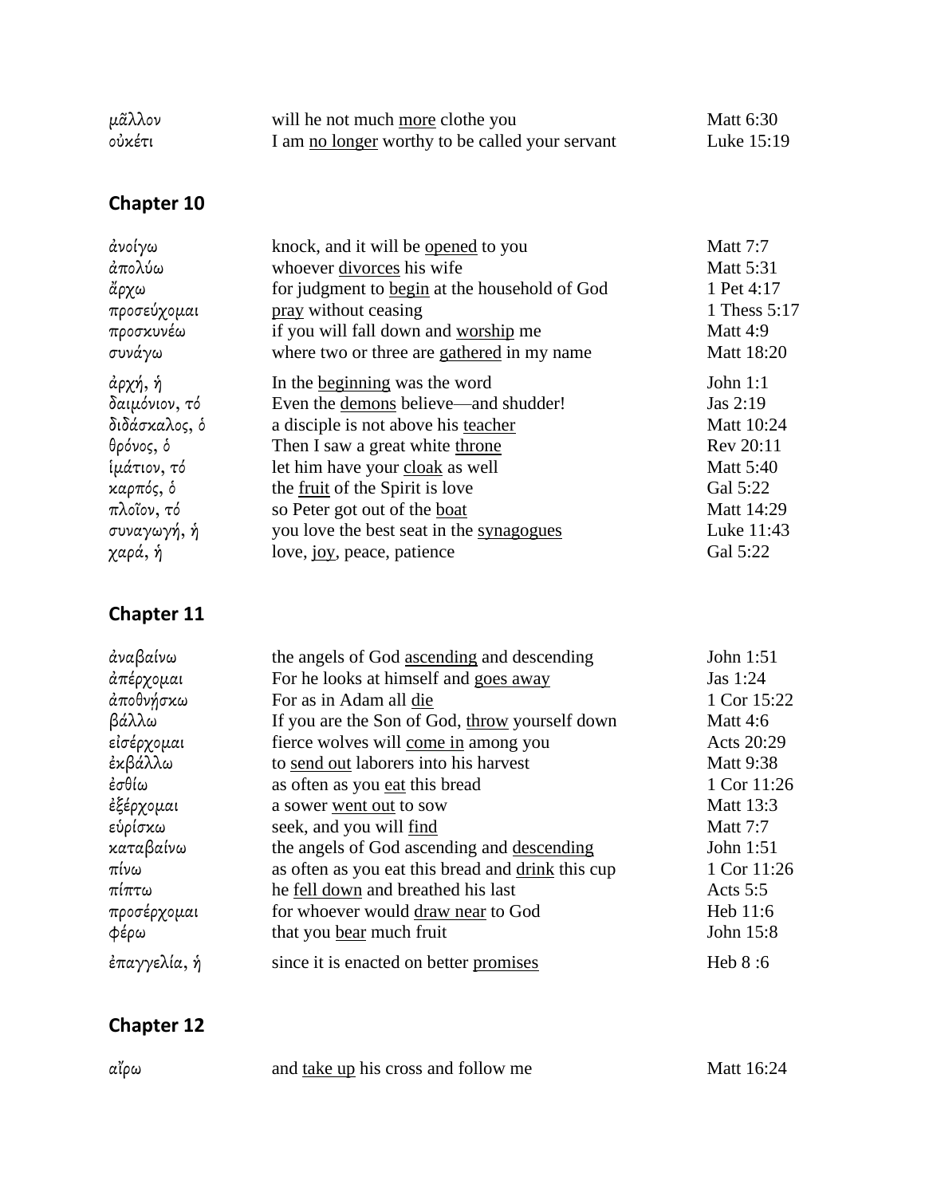| | | |
|---|---|---|
| μᾶλλον | will he not much <u>more</u> clothe you | Matt 6:30 |
| οὐκέτι | I am <u>no longer</u> worthy to be called your servant | Luke 15:19 |

## Chapter 10

| | | |
|---|---|---|
| ἀνοίγω | knock, and it will be <u>opened</u> to you | Matt 7:7 |
| ἀπολύω | whoever <u>divorces</u> his wife | Matt 5:31 |
| ἄρχω | for judgment to <u>begin</u> at the household of God | 1 Pet 4:17 |
| προσεύχομαι | <u>pray</u> without ceasing | 1 Thess 5:17 |
| προσκυνέω | if you will fall down and <u>worship</u> me | Matt 4:9 |
| συνάγω | where two or three are <u>gathered</u> in my name | Matt 18:20 |
| ἀρχή, ἡ | In the <u>beginning</u> was the word | John 1:1 |
| δαιμόνιον, τό | Even the <u>demons</u> believe—and shudder! | Jas 2:19 |
| διδάσκαλος, ὁ | a disciple is not above his <u>teacher</u> | Matt 10:24 |
| θρόνος, ὁ | Then I saw a great white <u>throne</u> | Rev 20:11 |
| ἱμάτιον, τό | let him have your <u>cloak</u> as well | Matt 5:40 |
| καρπός, ὁ | the <u>fruit</u> of the Spirit is love | Gal 5:22 |
| πλοῖον, τό | so Peter got out of the <u>boat</u> | Matt 14:29 |
| συναγωγή, ἡ | you love the best seat in the <u>synagogues</u> | Luke 11:43 |
| χαρά, ἡ | love, <u>joy</u>, peace, patience | Gal 5:22 |

## Chapter 11

| | | |
|---|---|---|
| ἀναβαίνω | the angels of God <u>ascending</u> and descending | John 1:51 |
| ἀπέρχομαι | For he looks at himself and <u>goes away</u> | Jas 1:24 |
| ἀποθνήσκω | For as in Adam all <u>die</u> | 1 Cor 15:22 |
| βάλλω | If you are the Son of God, <u>throw</u> yourself down | Matt 4:6 |
| εἰσέρχομαι | fierce wolves will <u>come in</u> among you | Acts 20:29 |
| ἐκβάλλω | to <u>send out</u> laborers into his harvest | Matt 9:38 |
| ἐσθίω | as often as you <u>eat</u> this bread | 1 Cor 11:26 |
| ἐξέρχομαι | a sower <u>went out</u> to sow | Matt 13:3 |
| εὑρίσκω | seek, and you will <u>find</u> | Matt 7:7 |
| καταβαίνω | the angels of God ascending and <u>descending</u> | John 1:51 |
| πίνω | as often as you eat this bread and <u>drink</u> this cup | 1 Cor 11:26 |
| πίπτω | he <u>fell down</u> and breathed his last | Acts 5:5 |
| προσέρχομαι | for whoever would <u>draw near</u> to God | Heb 11:6 |
| φέρω | that you <u>bear</u> much fruit | John 15:8 |
| ἐπαγγελία, ἡ | since it is enacted on better <u>promises</u> | Heb 8 :6 |

## Chapter 12

| | | |
|---|---|---|
| αἴρω | and <u>take up</u> his cross and follow me | Matt 16:24 |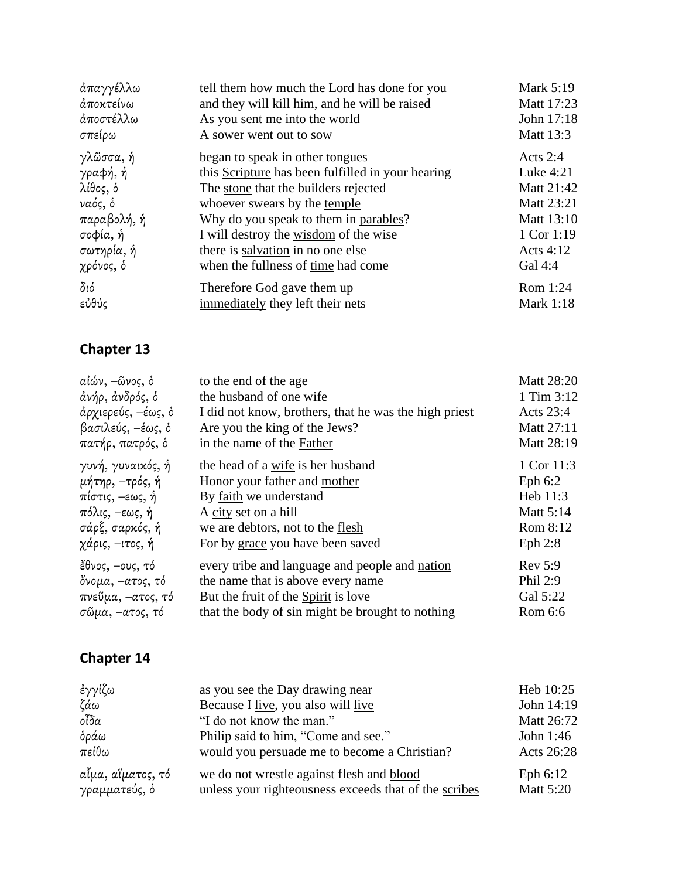| | | |
|---|---|---|
| ἀπαγγέλλω | <u>tell</u> them how much the Lord has done for you | Mark 5:19 |
| ἀποκτείνω | and they will <u>kill</u> him, and he will be raised | Matt 17:23 |
| ἀποστέλλω | As you <u>sent</u> me into the world | John 17:18 |
| σπείρω | A sower went out to <u>sow</u> | Matt 13:3 |
| γλῶσσα, ἡ | began to speak in other <u>tongues</u> | Acts 2:4 |
| γραφή, ἡ | this <u>Scripture</u> has been fulfilled in your hearing | Luke 4:21 |
| λίθος, ὁ | The <u>stone</u> that the builders rejected | Matt 21:42 |
| ναός, ὁ | whoever swears by the <u>temple</u> | Matt 23:21 |
| παραβολή, ἡ | Why do you speak to them in <u>parables</u>? | Matt 13:10 |
| σοφία, ἡ | I will destroy the <u>wisdom</u> of the wise | 1 Cor 1:19 |
| σωτηρία, ἡ | there is <u>salvation</u> in no one else | Acts 4:12 |
| χρόνος, ὁ | when the fullness of <u>time</u> had come | Gal 4:4 |
| διό | <u>Therefore</u> God gave them up | Rom 1:24 |
| εὐθύς | <u>immediately</u> they left their nets | Mark 1:18 |

## Chapter 13

| | | |
|---|---|---|
| αἰών, –ῶνος, ὁ | to the end of the <u>age</u> | Matt 28:20 |
| ἀνήρ, ἀνδρός, ὁ | the <u>husband</u> of one wife | 1 Tim 3:12 |
| ἀρχιερεύς, –έως, ὁ | I did not know, brothers, that he was the <u>high priest</u> | Acts 23:4 |
| βασιλεύς, –έως, ὁ | Are you the <u>king</u> of the Jews? | Matt 27:11 |
| πατήρ, πατρός, ὁ | in the name of the <u>Father</u> | Matt 28:19 |
| γυνή, γυναικός, ἡ | the head of a <u>wife</u> is her husband | 1 Cor 11:3 |
| μήτηρ, –τρός, ἡ | Honor your father and <u>mother</u> | Eph 6:2 |
| πίστις, –εως, ἡ | By <u>faith</u> we understand | Heb 11:3 |
| πόλις, –εως, ἡ | A <u>city</u> set on a hill | Matt 5:14 |
| σάρξ, σαρκός, ἡ | we are debtors, not to the <u>flesh</u> | Rom 8:12 |
| χάρις, –ιτος, ἡ | For by <u>grace</u> you have been saved | Eph 2:8 |
| ἔθνος, –ους, τό | every tribe and language and people and <u>nation</u> | Rev 5:9 |
| ὄνομα, –ατος, τό | the <u>name</u> that is above every <u>name</u> | Phil 2:9 |
| πνεῦμα, –ατος, τό | But the fruit of the <u>Spirit</u> is love | Gal 5:22 |
| σῶμα, –ατος, τό | that the <u>body</u> of sin might be brought to nothing | Rom 6:6 |

## Chapter 14

| | | |
|---|---|---|
| ἐγγίζω | as you see the Day <u>drawing near</u> | Heb 10:25 |
| ζάω | Because I <u>live</u>, you also will <u>live</u> | John 14:19 |
| οἶδα | "I do not <u>know</u> the man." | Matt 26:72 |
| ὁράω | Philip said to him, "Come and <u>see</u>." | John 1:46 |
| πείθω | would you <u>persuade</u> me to become a Christian? | Acts 26:28 |
| αἷμα, αἵματος, τό | we do not wrestle against flesh and <u>blood</u> | Eph 6:12 |
| γραμματεύς, ὁ | unless your righteousness exceeds that of the <u>scribes</u> | Matt 5:20 |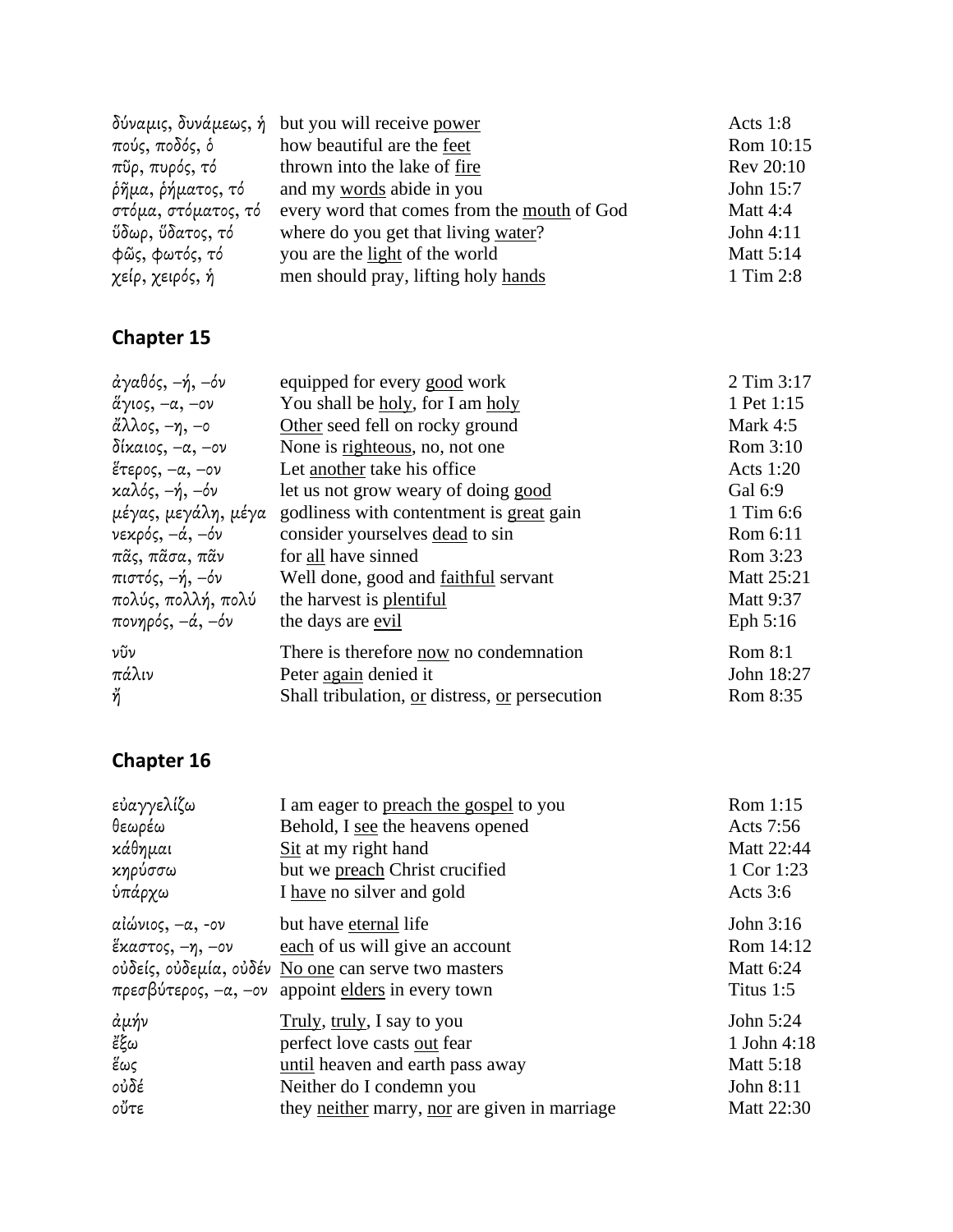| | | |
|---|---|---|
| δύναμις, δυνάμεως, ἡ | but you will receive <u>power</u> | Acts 1:8 |
| πούς, ποδός, ὁ | how beautiful are the <u>feet</u> | Rom 10:15 |
| πῦρ, πυρός, τό | thrown into the lake of <u>fire</u> | Rev 20:10 |
| ῥῆμα, ῥήματος, τό | and my <u>words</u> abide in you | John 15:7 |
| στόμα, στόματος, τό | every word that comes from the <u>mouth</u> of God | Matt 4:4 |
| ὕδωρ, ὕδατος, τό | where do you get that living <u>water</u>? | John 4:11 |
| φῶς, φωτός, τό | you are the <u>light</u> of the world | Matt 5:14 |
| χείρ, χειρός, ἡ | men should pray, lifting holy <u>hands</u> | 1 Tim 2:8 |

## Chapter 15

| | | |
|---|---|---|
| ἀγαθός, –ή, –όν | equipped for every <u>good</u> work | 2 Tim 3:17 |
| ἅγιος, –α, –ον | You shall be <u>holy</u>, for I am <u>holy</u> | 1 Pet 1:15 |
| ἄλλος, –η, –ο | <u>Other</u> seed fell on rocky ground | Mark 4:5 |
| δίκαιος, –α, –ον | None is <u>righteous</u>, no, not one | Rom 3:10 |
| ἕτερος, –α, –ον | Let <u>another</u> take his office | Acts 1:20 |
| καλός, –ή, –όν | let us not grow weary of doing <u>good</u> | Gal 6:9 |
| μέγας, μεγάλη, μέγα | godliness with contentment is <u>great</u> gain | 1 Tim 6:6 |
| νεκρός, –ά, –όν | consider yourselves <u>dead</u> to sin | Rom 6:11 |
| πᾶς, πᾶσα, πᾶν | for <u>all</u> have sinned | Rom 3:23 |
| πιστός, –ή, –όν | Well done, good and <u>faithful</u> servant | Matt 25:21 |
| πολύς, πολλή, πολύ | the harvest is <u>plentiful</u> | Matt 9:37 |
| πονηρός, –ά, –όν | the days are <u>evil</u> | Eph 5:16 |
| νῦν | There is therefore <u>now</u> no condemnation | Rom 8:1 |
| πάλιν | Peter <u>again</u> denied it | John 18:27 |
| ἤ | Shall tribulation, <u>or</u> distress, <u>or</u> persecution | Rom 8:35 |

## Chapter 16

| | | |
|---|---|---|
| εὐαγγελίζω | I am eager to <u>preach the gospel</u> to you | Rom 1:15 |
| θεωρέω | Behold, I <u>see</u> the heavens opened | Acts 7:56 |
| κάθημαι | <u>Sit</u> at my right hand | Matt 22:44 |
| κηρύσσω | but we <u>preach</u> Christ crucified | 1 Cor 1:23 |
| ὑπάρχω | I <u>have</u> no silver and gold | Acts 3:6 |
| αἰώνιος, –α, -ον | but have <u>eternal</u> life | John 3:16 |
| ἕκαστος, –η, –ον | <u>each</u> of us will give an account | Rom 14:12 |
| οὐδείς, οὐδεμία, οὐδέν | <u>No one</u> can serve two masters | Matt 6:24 |
| πρεσβύτερος, –α, –ον | appoint <u>elders</u> in every town | Titus 1:5 |
| ἀμήν | <u>Truly</u>, <u>truly</u>, I say to you | John 5:24 |
| ἔξω | perfect love casts <u>out</u> fear | 1 John 4:18 |
| ἕως | <u>until</u> heaven and earth pass away | Matt 5:18 |
| οὐδέ | Neither do I condemn you | John 8:11 |
| οὔτε | they <u>neither</u> marry, <u>nor</u> are given in marriage | Matt 22:30 |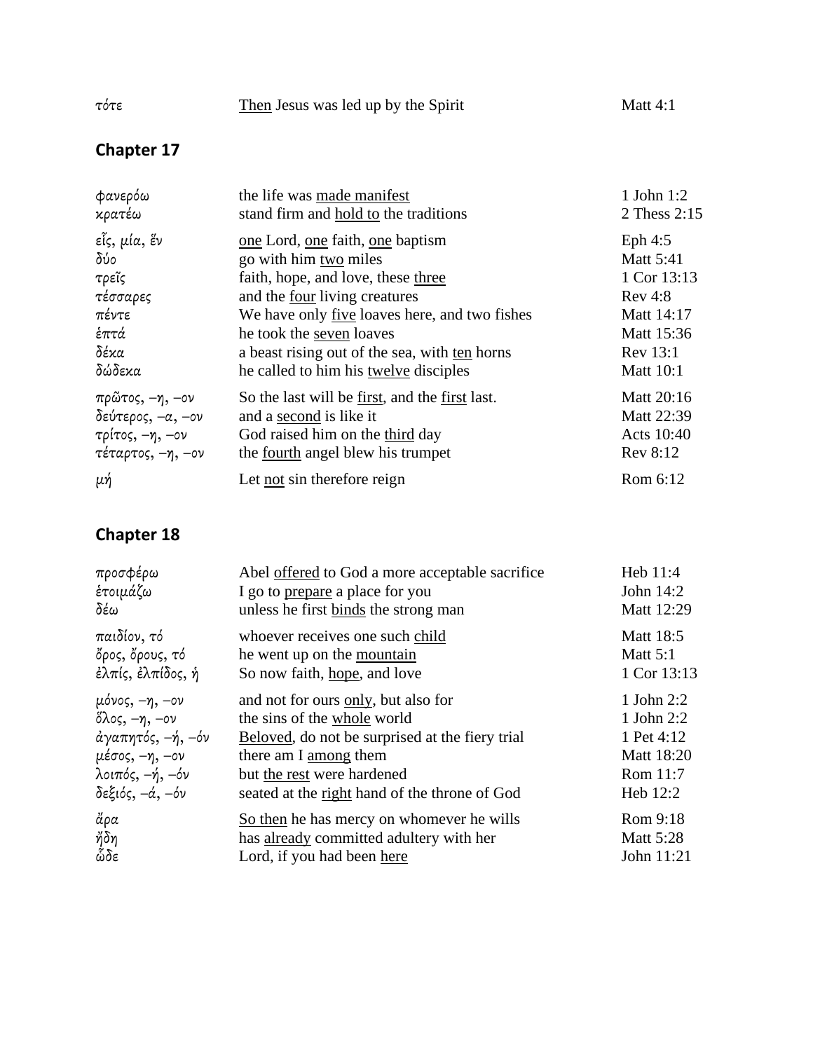| | | |
|---|---|---|
| τότε | <u>Then</u> Jesus was led up by the Spirit | Matt 4:1 |

## Chapter 17

| | | |
|---|---|---|
| φανερόω | the life was <u>made manifest</u> | 1 John 1:2 |
| κρατέω | stand firm and <u>hold to</u> the traditions | 2 Thess 2:15 |
| εἷς, μία, ἕν | <u>one</u> Lord, <u>one</u> faith, <u>one</u> baptism | Eph 4:5 |
| δύο | go with him <u>two</u> miles | Matt 5:41 |
| τρεῖς | faith, hope, and love, these <u>three</u> | 1 Cor 13:13 |
| τέσσαρες | and the <u>four</u> living creatures | Rev 4:8 |
| πέντε | We have only <u>five</u> loaves here, and two fishes | Matt 14:17 |
| ἑπτά | he took the <u>seven</u> loaves | Matt 15:36 |
| δέκα | a beast rising out of the sea, with <u>ten</u> horns | Rev 13:1 |
| δώδεκα | he called to him his <u>twelve</u> disciples | Matt 10:1 |
| πρῶτος, –η, –ον | So the last will be <u>first</u>, and the <u>first</u> last. | Matt 20:16 |
| δεύτερος, –α, –ον | and a <u>second</u> is like it | Matt 22:39 |
| τρίτος, –η, –ον | God raised him on the <u>third</u> day | Acts 10:40 |
| τέταρτος, –η, –ον | the <u>fourth</u> angel blew his trumpet | Rev 8:12 |
| μή | Let <u>not</u> sin therefore reign | Rom 6:12 |

## Chapter 18

| | | |
|---|---|---|
| προσφέρω | Abel <u>offered</u> to God a more acceptable sacrifice | Heb 11:4 |
| ἑτοιμάζω | I go to <u>prepare</u> a place for you | John 14:2 |
| δέω | unless he first <u>binds</u> the strong man | Matt 12:29 |
| παιδίον, τό | whoever receives one such <u>child</u> | Matt 18:5 |
| ὄρος, ὄρους, τό | he went up on the <u>mountain</u> | Matt 5:1 |
| ἐλπίς, ἐλπίδος, ἡ | So now faith, <u>hope</u>, and love | 1 Cor 13:13 |
| μόνος, –η, –ον | and not for ours <u>only</u>, but also for | 1 John 2:2 |
| ὅλος, –η, –ον | the sins of the <u>whole</u> world | 1 John 2:2 |
| ἀγαπητός, –ή, –όν | <u>Beloved</u>, do not be surprised at the fiery trial | 1 Pet 4:12 |
| μέσος, –η, –ον | there am I <u>among</u> them | Matt 18:20 |
| λοιπός, –ή, –όν | but <u>the rest</u> were hardened | Rom 11:7 |
| δεξιός, –ά, –όν | seated at the <u>right</u> hand of the throne of God | Heb 12:2 |
| ἄρα | <u>So then</u> he has mercy on whomever he wills | Rom 9:18 |
| ἤδη | has <u>already</u> committed adultery with her | Matt 5:28 |
| ὧδε | Lord, if you had been <u>here</u> | John 11:21 |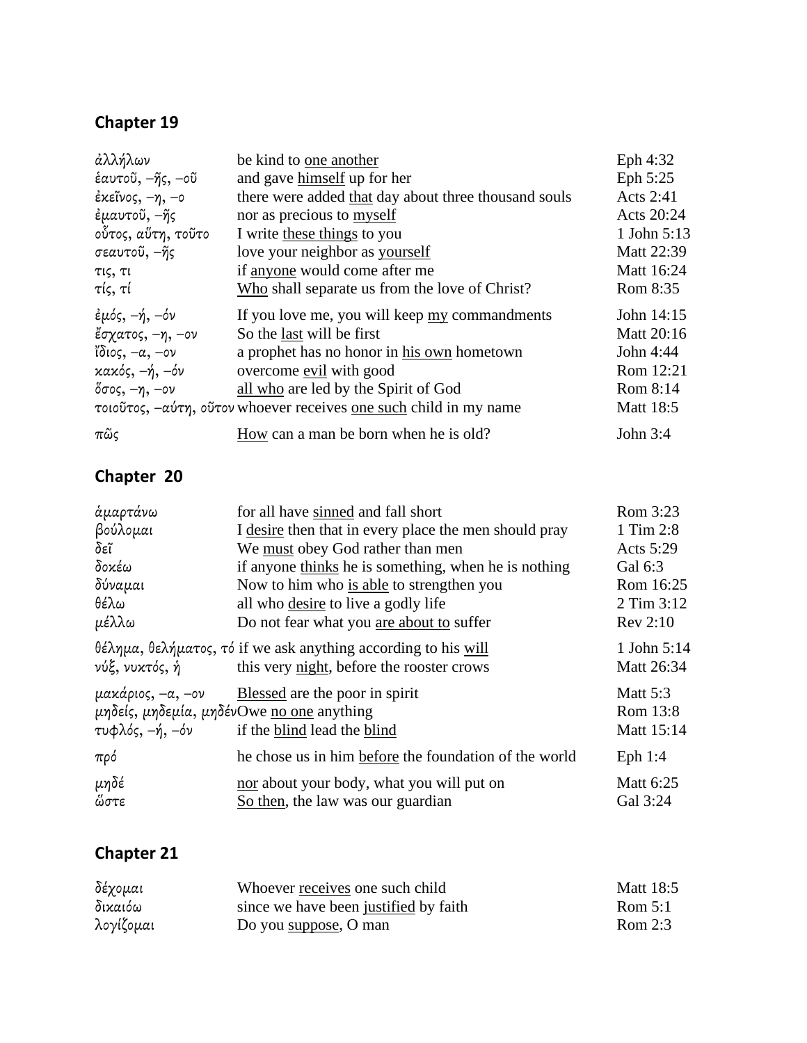## Chapter 19

| | | |
|---|---|---|
| ἀλλήλων | be kind to <u>one another</u> | Eph 4:32 |
| ἑαυτοῦ, –ῆς, –οῦ | and gave <u>himself</u> up for her | Eph 5:25 |
| ἐκεῖνος, –η, –ο | there were added <u>that</u> day about three thousand souls | Acts 2:41 |
| ἐμαυτοῦ, –ῆς | nor as precious to <u>myself</u> | Acts 20:24 |
| οὗτος, αὕτη, τοῦτο | I write <u>these things</u> to you | 1 John 5:13 |
| σεαυτοῦ, –ῆς | love your neighbor as <u>yourself</u> | Matt 22:39 |
| τις, τι | if <u>anyone</u> would come after me | Matt 16:24 |
| τίς, τί | <u>Who</u> shall separate us from the love of Christ? | Rom 8:35 |
| ἐμός, –ή, –όν | If you love me, you will keep <u>my</u> commandments | John 14:15 |
| ἔσχατος, –η, –ον | So the <u>last</u> will be first | Matt 20:16 |
| ἴδιος, –α, –ον | a prophet has no honor in <u>his own</u> hometown | John 4:44 |
| κακός, –ή, –όν | overcome <u>evil</u> with good | Rom 12:21 |
| ὅσος, –η, –ον | <u>all who</u> are led by the Spirit of God | Rom 8:14 |
| τοιοῦτος, –αύτη, οῦτον | whoever receives <u>one such</u> child in my name | Matt 18:5 |
| πῶς | <u>How</u> can a man be born when he is old? | John 3:4 |

## Chapter 20

| | | |
|---|---|---|
| ἁμαρτάνω | for all have <u>sinned</u> and fall short | Rom 3:23 |
| βούλομαι | I <u>desire</u> then that in every place the men should pray | 1 Tim 2:8 |
| δεῖ | We <u>must</u> obey God rather than men | Acts 5:29 |
| δοκέω | if anyone <u>thinks</u> he is something, when he is nothing | Gal 6:3 |
| δύναμαι | Now to him who <u>is able</u> to strengthen you | Rom 16:25 |
| θέλω | all who <u>desire</u> to live a godly life | 2 Tim 3:12 |
| μέλλω | Do not fear what you <u>are about to</u> suffer | Rev 2:10 |
| θέλημα, θελήματος, τό | if we ask anything according to his <u>will</u> | 1 John 5:14 |
| νύξ, νυκτός, ἡ | this very <u>night</u>, before the rooster crows | Matt 26:34 |
| μακάριος, –α, –ον | <u>Blessed</u> are the poor in spirit | Matt 5:3 |
| μηδείς, μηδεμία, μηδέν | Owe <u>no one</u> anything | Rom 13:8 |
| τυφλός, –ή, –όν | if the <u>blind</u> lead the <u>blind</u> | Matt 15:14 |
| πρό | he chose us in him <u>before</u> the foundation of the world | Eph 1:4 |
| μηδέ | <u>nor</u> about your body, what you will put on | Matt 6:25 |
| ὥστε | <u>So then</u>, the law was our guardian | Gal 3:24 |

## Chapter 21

| | | |
|---|---|---|
| δέχομαι | Whoever <u>receives</u> one such child | Matt 18:5 |
| δικαιόω | since we have been <u>justified</u> by faith | Rom 5:1 |
| λογίζομαι | Do you <u>suppose</u>, O man | Rom 2:3 |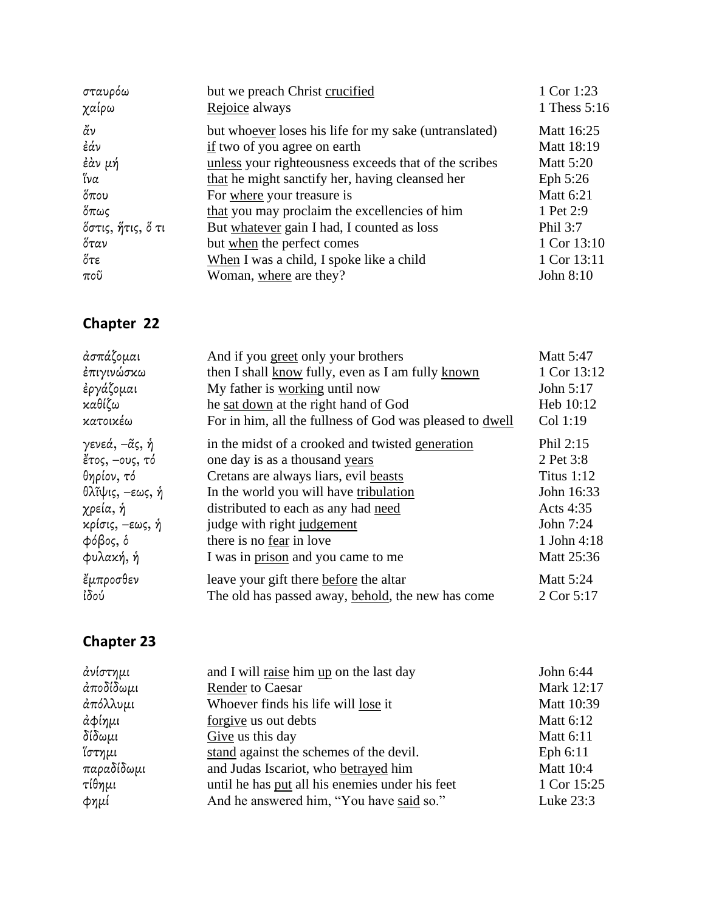| | | |
|---|---|---|
| σταυρόω | but we preach Christ <u>crucified</u> | 1 Cor 1:23 |
| χαίρω | <u>Rejoice</u> always | 1 Thess 5:16 |
| ἄν | but who<u>ever</u> loses his life for my sake (untranslated) | Matt 16:25 |
| ἐάν | <u>if</u> two of you agree on earth | Matt 18:19 |
| ἐὰν μή | <u>unless</u> your righteousness exceeds that of the scribes | Matt 5:20 |
| ἵνα | <u>that</u> he might sanctify her, having cleansed her | Eph 5:26 |
| ὅπου | For <u>where</u> your treasure is | Matt 6:21 |
| ὅπως | <u>that</u> you may proclaim the excellencies of him | 1 Pet 2:9 |
| ὅστις, ἥτις, ὅ τι | But <u>whatever</u> gain I had, I counted as loss | Phil 3:7 |
| ὅταν | but <u>when</u> the perfect comes | 1 Cor 13:10 |
| ὅτε | <u>When</u> I was a child, I spoke like a child | 1 Cor 13:11 |
| ποῦ | Woman, <u>where</u> are they? | John 8:10 |

## Chapter 22

| | | |
|---|---|---|
| ἀσπάζομαι | And if you <u>greet</u> only your brothers | Matt 5:47 |
| ἐπιγινώσκω | then I shall <u>know</u> fully, even as I am fully <u>known</u> | 1 Cor 13:12 |
| ἐργάζομαι | My father is <u>working</u> until now | John 5:17 |
| καθίζω | he <u>sat down</u> at the right hand of God | Heb 10:12 |
| κατοικέω | For in him, all the fullness of God was pleased to <u>dwell</u> | Col 1:19 |
| γενεά, –ᾶς, ἡ | in the midst of a crooked and twisted <u>generation</u> | Phil 2:15 |
| ἔτος, –ους, τό | one day is as a thousand <u>years</u> | 2 Pet 3:8 |
| θηρίον, τό | Cretans are always liars, evil <u>beasts</u> | Titus 1:12 |
| θλῖψις, –εως, ἡ | In the world you will have <u>tribulation</u> | John 16:33 |
| χρεία, ἡ | distributed to each as any had <u>need</u> | Acts 4:35 |
| κρίσις, –εως, ἡ | judge with right <u>judgement</u> | John 7:24 |
| φόβος, ὁ | there is no <u>fear</u> in love | 1 John 4:18 |
| φυλακή, ἡ | I was in <u>prison</u> and you came to me | Matt 25:36 |
| ἔμπροσθεν | leave your gift there <u>before</u> the altar | Matt 5:24 |
| ἰδού | The old has passed away, <u>behold</u>, the new has come | 2 Cor 5:17 |

## Chapter 23

| | | |
|---|---|---|
| ἀνίστημι | and I will <u>raise</u> him <u>up</u> on the last day | John 6:44 |
| ἀποδίδωμι | <u>Render</u> to Caesar | Mark 12:17 |
| ἀπόλλυμι | Whoever finds his life will <u>lose</u> it | Matt 10:39 |
| ἀφίημι | <u>forgive</u> us out debts | Matt 6:12 |
| δίδωμι | <u>Give</u> us this day | Matt 6:11 |
| ἵστημι | <u>stand</u> against the schemes of the devil. | Eph 6:11 |
| παραδίδωμι | and Judas Iscariot, who <u>betrayed</u> him | Matt 10:4 |
| τίθημι | until he has <u>put</u> all his enemies under his feet | 1 Cor 15:25 |
| φημί | And he answered him, "You have <u>said</u> so." | Luke 23:3 |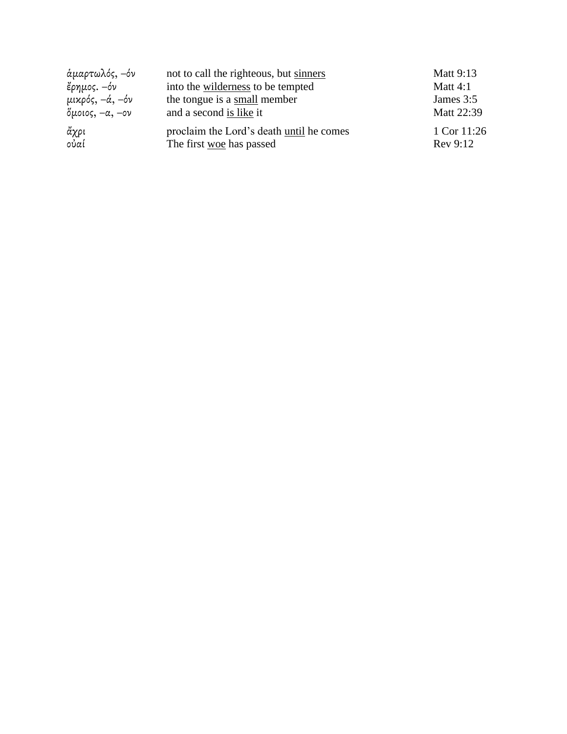| | | |
|---|---|---|
| ἁμαρτωλός, –όν | not to call the righteous, but <u>sinners</u> | Matt 9:13 |
| ἔρημος. –όν | into the <u>wilderness</u> to be tempted | Matt 4:1 |
| μικρός, –ά, –όν | the tongue is a <u>small</u> member | James 3:5 |
| ὅμοιος, –α, –ον | and a second <u>is like</u> it | Matt 22:39 |
| ἄχρι | proclaim the Lord's death <u>until</u> he comes | 1 Cor 11:26 |
| οὐαί | The first <u>woe</u> has passed | Rev 9:12 |